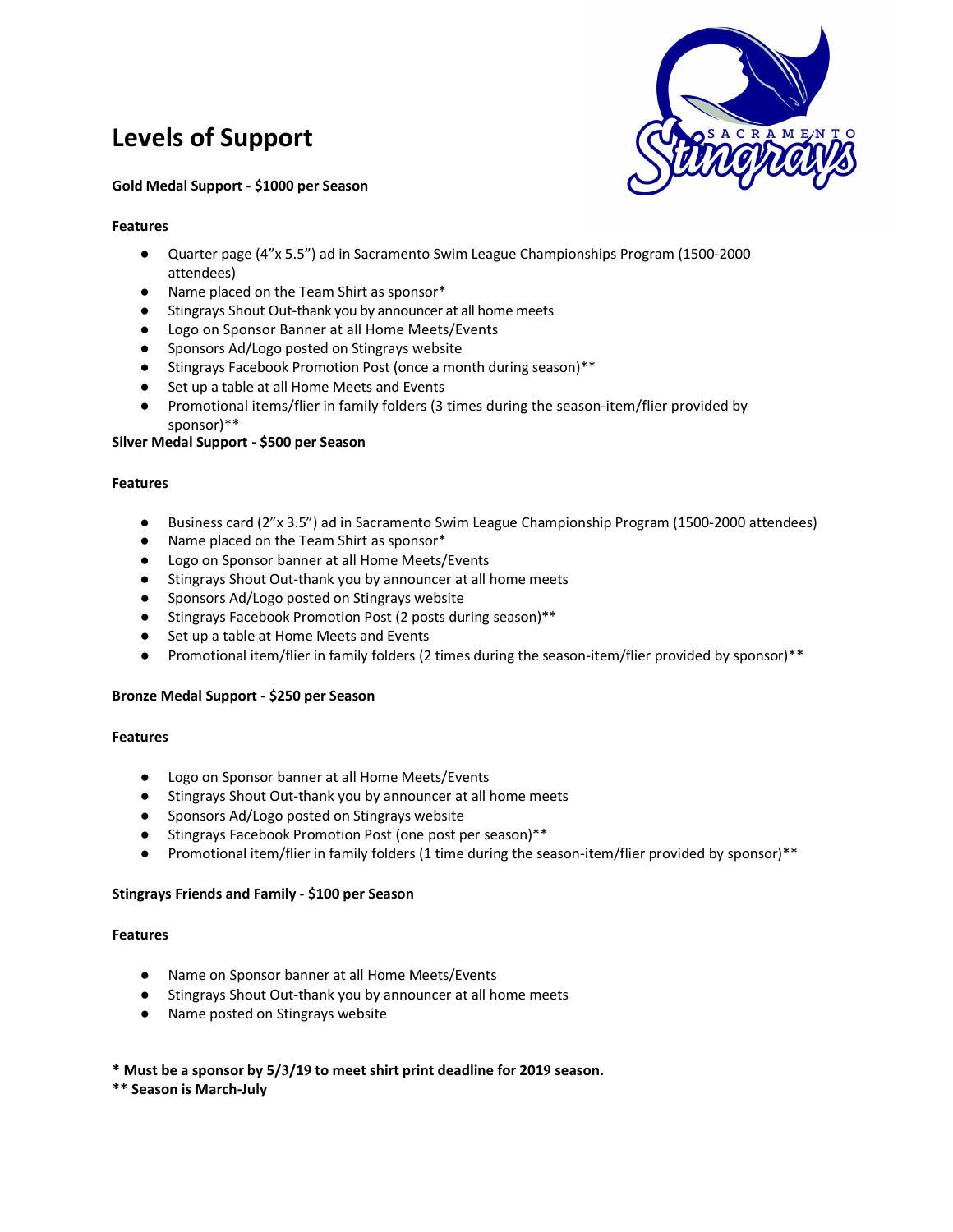# Levels of Support

**Gold Medal Support - $1000 per Season**

**Features**

- Quarter page (4"x 5.5") ad in Sacramento Swim League Championships Program (1500-2000 attendees)
- Name placed on the Team Shirt as sponsor*
- Stingrays Shout Out-thank you by announcer at all home meets
- Logo on Sponsor Banner at all Home Meets/Events
- Sponsors Ad/Logo posted on Stingrays website
- Stingrays Facebook Promotion Post (once a month during season)**
- Set up a table at all Home Meets and Events
- Promotional items/flier in family folders (3 times during the season-item/flier provided by sponsor)**

**Silver Medal Support - $500 per Season**

**Features**

- Business card (2"x 3.5") ad in Sacramento Swim League Championship Program (1500-2000 attendees)
- Name placed on the Team Shirt as sponsor*
- Logo on Sponsor banner at all Home Meets/Events
- Stingrays Shout Out-thank you by announcer at all home meets
- Sponsors Ad/Logo posted on Stingrays website
- Stingrays Facebook Promotion Post (2 posts during season)**
- Set up a table at Home Meets and Events
- Promotional item/flier in family folders (2 times during the season-item/flier provided by sponsor)**

**Bronze Medal Support - $250 per Season**

**Features**

- Logo on Sponsor banner at all Home Meets/Events
- Stingrays Shout Out-thank you by announcer at all home meets
- Sponsors Ad/Logo posted on Stingrays website
- Stingrays Facebook Promotion Post (one post per season)**
- Promotional item/flier in family folders (1 time during the season-item/flier provided by sponsor)**

**Stingrays Friends and Family - $100 per Season**

**Features**

- Name on Sponsor banner at all Home Meets/Events
- Stingrays Shout Out-thank you by announcer at all home meets
- Name posted on Stingrays website

**\* Must be a sponsor by 5/3/19 to meet shirt print deadline for 2019 season.**

**\*\* Season is March-July**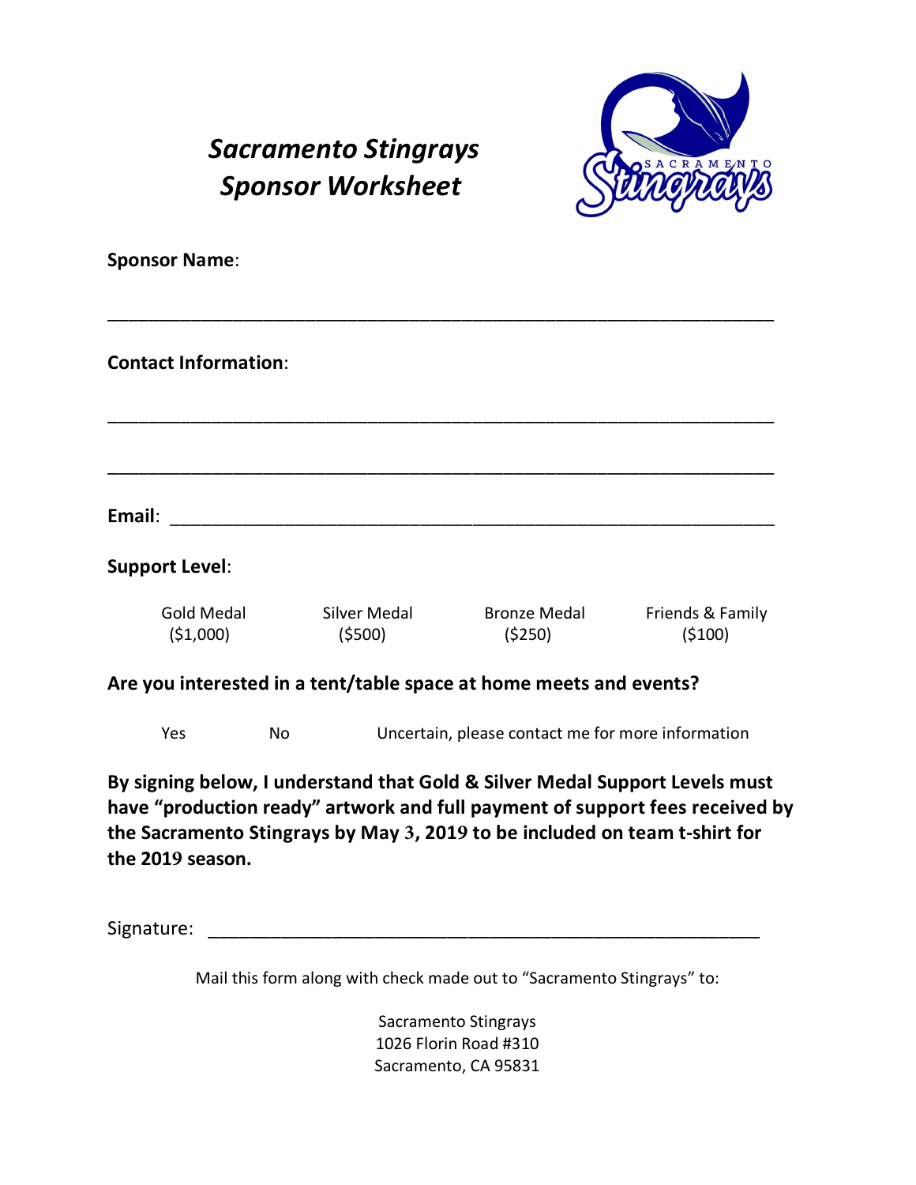# *Sacramento Stingrays Sponsor Worksheet*

**Sponsor Name**:

\_\_\_\_\_\_\_\_\_\_\_\_\_\_\_\_\_\_\_\_\_\_\_\_\_\_\_\_\_\_\_\_\_\_\_\_\_\_\_\_\_\_\_\_\_\_\_\_\_\_\_\_\_\_\_\_\_\_\_\_

**Contact Information**:

\_\_\_\_\_\_\_\_\_\_\_\_\_\_\_\_\_\_\_\_\_\_\_\_\_\_\_\_\_\_\_\_\_\_\_\_\_\_\_\_\_\_\_\_\_\_\_\_\_\_\_\_\_\_\_\_\_\_\_\_

\_\_\_\_\_\_\_\_\_\_\_\_\_\_\_\_\_\_\_\_\_\_\_\_\_\_\_\_\_\_\_\_\_\_\_\_\_\_\_\_\_\_\_\_\_\_\_\_\_\_\_\_\_\_\_\_\_\_\_\_

**Email**: \_\_\_\_\_\_\_\_\_\_\_\_\_\_\_\_\_\_\_\_\_\_\_\_\_\_\_\_\_\_\_\_\_\_\_\_\_\_\_\_\_\_\_\_\_\_\_\_\_\_\_\_\_\_\_\_

**Support Level**:

Gold Medal ($1,000) Silver Medal ($500) Bronze Medal ($250) Friends & Family ($100)

**Are you interested in a tent/table space at home meets and events?**

Yes No Uncertain, please contact me for more information

**By signing below, I understand that Gold & Silver Medal Support Levels must have "production ready" artwork and full payment of support fees received by the Sacramento Stingrays by May 3, 2019 to be included on team t-shirt for the 2019 season.**

Signature: \_\_\_\_\_\_\_\_\_\_\_\_\_\_\_\_\_\_\_\_\_\_\_\_\_\_\_\_\_\_\_\_\_\_\_\_\_\_\_\_\_\_\_\_\_\_\_\_\_\_

Mail this form along with check made out to "Sacramento Stingrays" to:

Sacramento Stingrays
1026 Florin Road #310
Sacramento, CA 95831